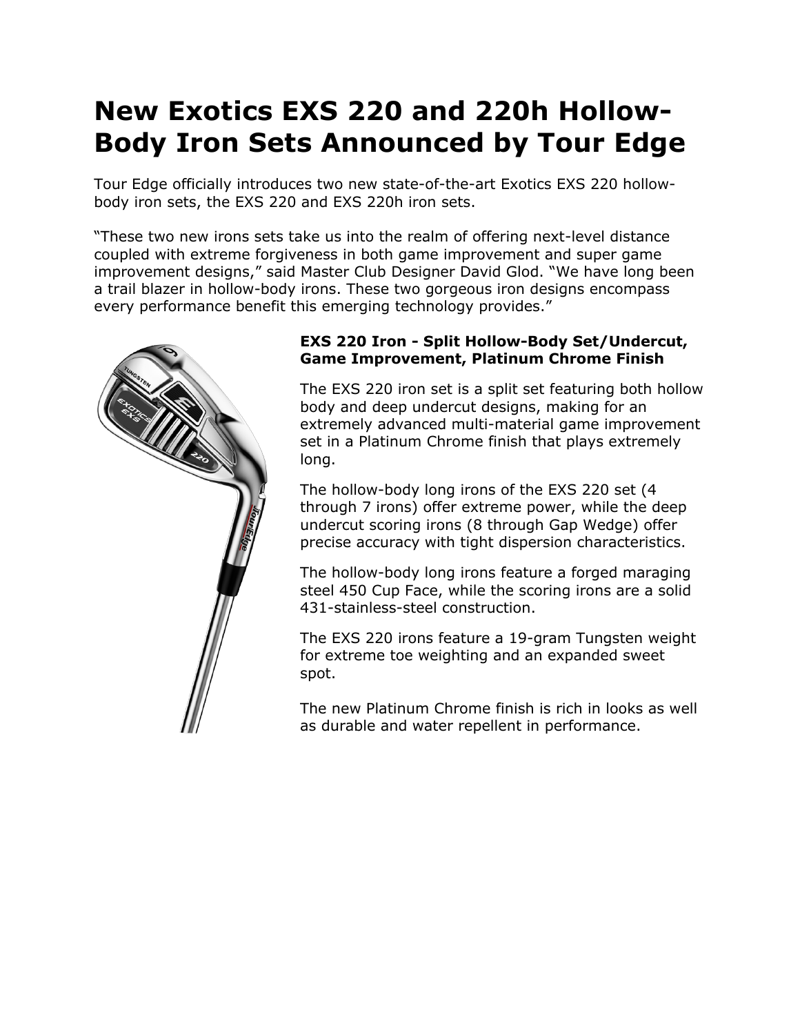# New Exotics EXS 220 and 220h Hollow-Body Iron Sets Announced by Tour Edge

Tour Edge officially introduces two new state-of-the-art Exotics EXS 220 hollow-body iron sets, the EXS 220 and EXS 220h iron sets.

"These two new irons sets take us into the realm of offering next-level distance coupled with extreme forgiveness in both game improvement and super game improvement designs," said Master Club Designer David Glod. "We have long been a trail blazer in hollow-body irons. These two gorgeous iron designs encompass every performance benefit this emerging technology provides."

**EXS 220 Iron - Split Hollow-Body Set/Undercut, Game Improvement, Platinum Chrome Finish**

The EXS 220 iron set is a split set featuring both hollow body and deep undercut designs, making for an extremely advanced multi-material game improvement set in a Platinum Chrome finish that plays extremely long.

The hollow-body long irons of the EXS 220 set (4 through 7 irons) offer extreme power, while the deep undercut scoring irons (8 through Gap Wedge) offer precise accuracy with tight dispersion characteristics.

The hollow-body long irons feature a forged maraging steel 450 Cup Face, while the scoring irons are a solid 431-stainless-steel construction.

The EXS 220 irons feature a 19-gram Tungsten weight for extreme toe weighting and an expanded sweet spot.

The new Platinum Chrome finish is rich in looks as well as durable and water repellent in performance.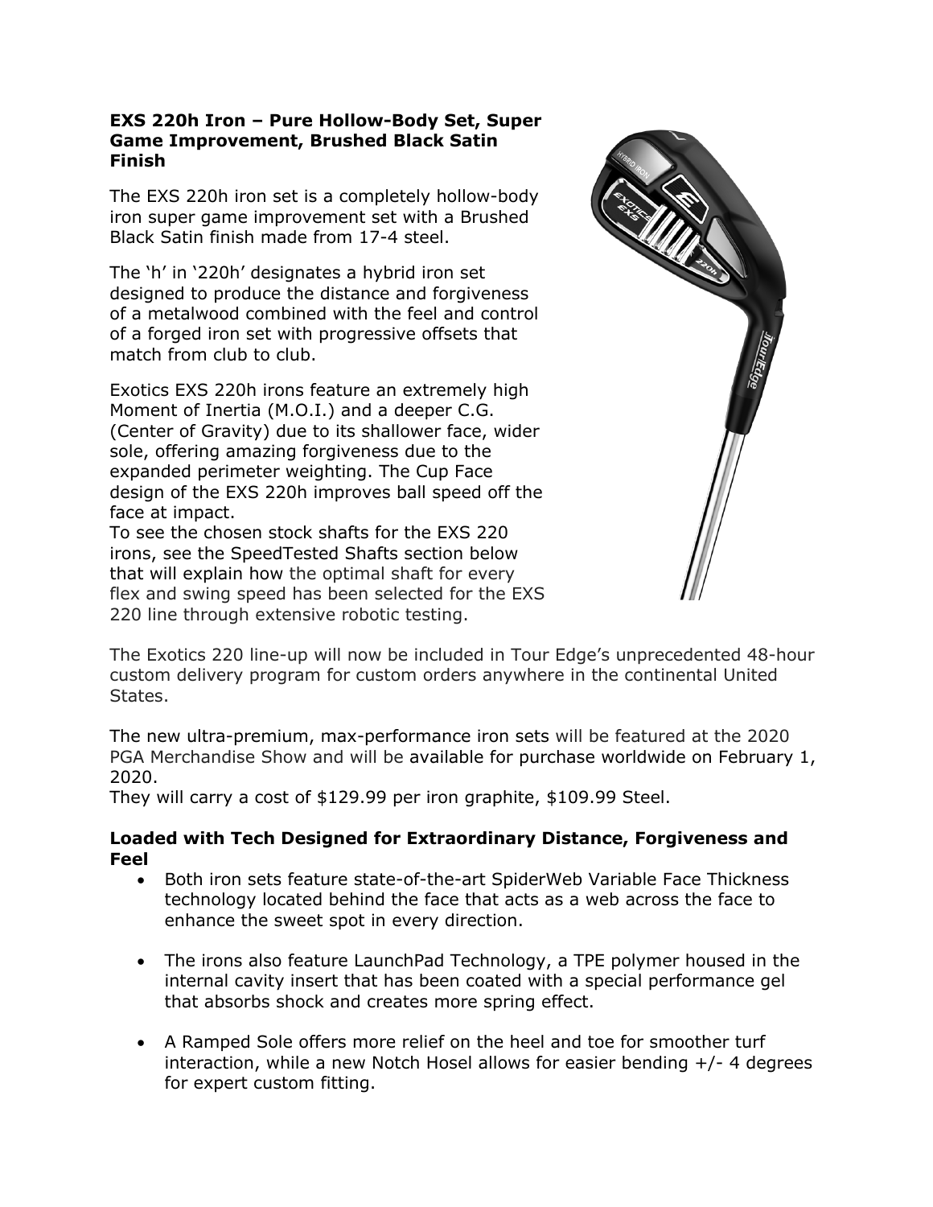**EXS 220h Iron – Pure Hollow-Body Set, Super Game Improvement, Brushed Black Satin Finish**

The EXS 220h iron set is a completely hollow-body iron super game improvement set with a Brushed Black Satin finish made from 17-4 steel.

The 'h' in '220h' designates a hybrid iron set designed to produce the distance and forgiveness of a metalwood combined with the feel and control of a forged iron set with progressive offsets that match from club to club.

Exotics EXS 220h irons feature an extremely high Moment of Inertia (M.O.I.) and a deeper C.G. (Center of Gravity) due to its shallower face, wider sole, offering amazing forgiveness due to the expanded perimeter weighting. The Cup Face design of the EXS 220h improves ball speed off the face at impact.

To see the chosen stock shafts for the EXS 220 irons, see the SpeedTested Shafts section below that will explain how the optimal shaft for every flex and swing speed has been selected for the EXS 220 line through extensive robotic testing.

The Exotics 220 line-up will now be included in Tour Edge's unprecedented 48-hour custom delivery program for custom orders anywhere in the continental United States.

The new ultra-premium, max-performance iron sets will be featured at the 2020 PGA Merchandise Show and will be available for purchase worldwide on February 1, 2020.

They will carry a cost of $129.99 per iron graphite, $109.99 Steel.

**Loaded with Tech Designed for Extraordinary Distance, Forgiveness and Feel**

- Both iron sets feature state-of-the-art SpiderWeb Variable Face Thickness technology located behind the face that acts as a web across the face to enhance the sweet spot in every direction.
- The irons also feature LaunchPad Technology, a TPE polymer housed in the internal cavity insert that has been coated with a special performance gel that absorbs shock and creates more spring effect.
- A Ramped Sole offers more relief on the heel and toe for smoother turf interaction, while a new Notch Hosel allows for easier bending +/- 4 degrees for expert custom fitting.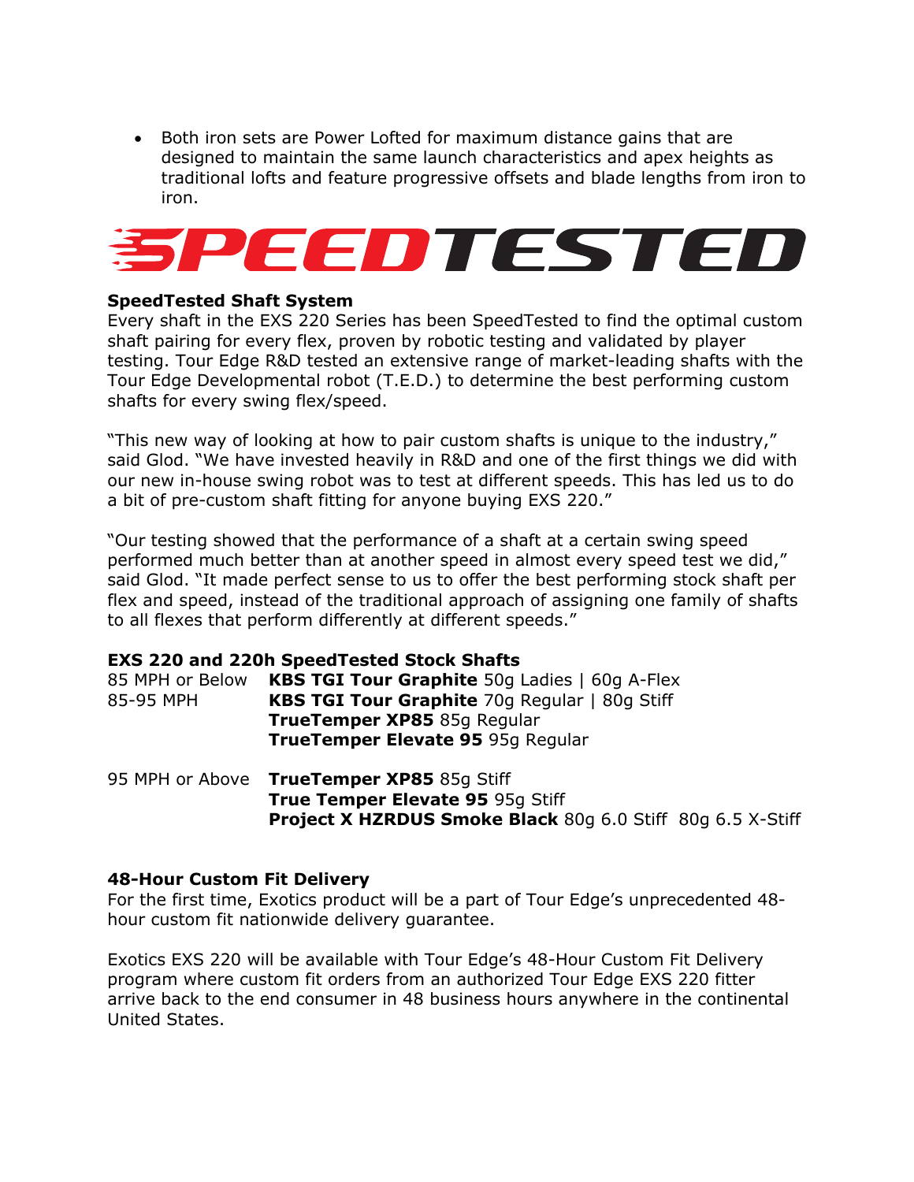- Both iron sets are Power Lofted for maximum distance gains that are designed to maintain the same launch characteristics and apex heights as traditional lofts and feature progressive offsets and blade lengths from iron to iron.

SPEEDTESTED

**SpeedTested Shaft System**
Every shaft in the EXS 220 Series has been SpeedTested to find the optimal custom shaft pairing for every flex, proven by robotic testing and validated by player testing. Tour Edge R&D tested an extensive range of market-leading shafts with the Tour Edge Developmental robot (T.E.D.) to determine the best performing custom shafts for every swing flex/speed.

"This new way of looking at how to pair custom shafts is unique to the industry," said Glod. "We have invested heavily in R&D and one of the first things we did with our new in-house swing robot was to test at different speeds. This has led us to do a bit of pre-custom shaft fitting for anyone buying EXS 220."

"Our testing showed that the performance of a shaft at a certain swing speed performed much better than at another speed in almost every speed test we did," said Glod. "It made perfect sense to us to offer the best performing stock shaft per flex and speed, instead of the traditional approach of assigning one family of shafts to all flexes that perform differently at different speeds."

**EXS 220 and 220h SpeedTested Stock Shafts**

| Swing Speed | Shafts |
|---|---|
| 85 MPH or Below | **KBS TGI Tour Graphite** 50g Ladies \| 60g A-Flex |
| 85-95 MPH | **KBS TGI Tour Graphite** 70g Regular \| 80g Stiff |
| | **TrueTemper XP85** 85g Regular |
| | **TrueTemper Elevate 95** 95g Regular |
| 95 MPH or Above | **TrueTemper XP85** 85g Stiff |
| | **True Temper Elevate 95** 95g Stiff |
| | **Project X HZRDUS Smoke Black** 80g 6.0 Stiff 80g 6.5 X-Stiff |

**48-Hour Custom Fit Delivery**
For the first time, Exotics product will be a part of Tour Edge's unprecedented 48-hour custom fit nationwide delivery guarantee.

Exotics EXS 220 will be available with Tour Edge's 48-Hour Custom Fit Delivery program where custom fit orders from an authorized Tour Edge EXS 220 fitter arrive back to the end consumer in 48 business hours anywhere in the continental United States.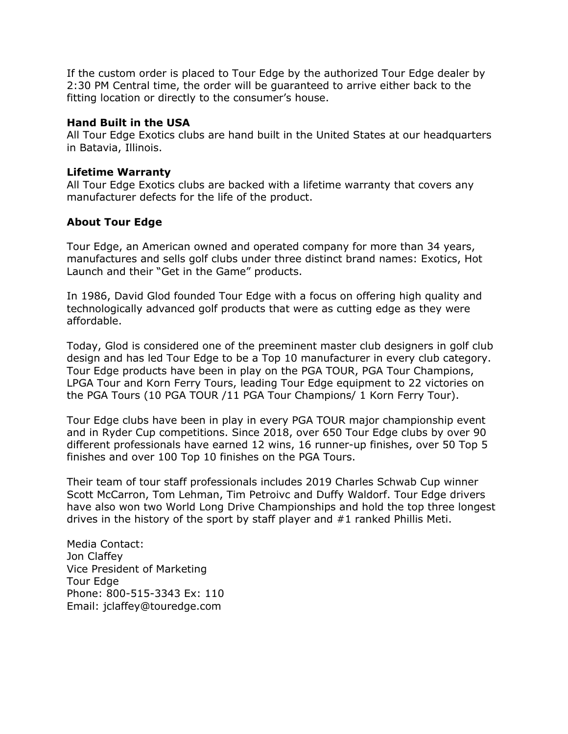If the custom order is placed to Tour Edge by the authorized Tour Edge dealer by 2:30 PM Central time, the order will be guaranteed to arrive either back to the fitting location or directly to the consumer's house.

**Hand Built in the USA**
All Tour Edge Exotics clubs are hand built in the United States at our headquarters in Batavia, Illinois.

**Lifetime Warranty**
All Tour Edge Exotics clubs are backed with a lifetime warranty that covers any manufacturer defects for the life of the product.

**About Tour Edge**

Tour Edge, an American owned and operated company for more than 34 years, manufactures and sells golf clubs under three distinct brand names: Exotics, Hot Launch and their "Get in the Game" products.

In 1986, David Glod founded Tour Edge with a focus on offering high quality and technologically advanced golf products that were as cutting edge as they were affordable.

Today, Glod is considered one of the preeminent master club designers in golf club design and has led Tour Edge to be a Top 10 manufacturer in every club category. Tour Edge products have been in play on the PGA TOUR, PGA Tour Champions, LPGA Tour and Korn Ferry Tours, leading Tour Edge equipment to 22 victories on the PGA Tours (10 PGA TOUR /11 PGA Tour Champions/ 1 Korn Ferry Tour).

Tour Edge clubs have been in play in every PGA TOUR major championship event and in Ryder Cup competitions. Since 2018, over 650 Tour Edge clubs by over 90 different professionals have earned 12 wins, 16 runner-up finishes, over 50 Top 5 finishes and over 100 Top 10 finishes on the PGA Tours.

Their team of tour staff professionals includes 2019 Charles Schwab Cup winner Scott McCarron, Tom Lehman, Tim Petroivc and Duffy Waldorf. Tour Edge drivers have also won two World Long Drive Championships and hold the top three longest drives in the history of the sport by staff player and #1 ranked Phillis Meti.

Media Contact:
Jon Claffey
Vice President of Marketing
Tour Edge
Phone: 800-515-3343 Ex: 110
Email: jclaffey@touredge.com